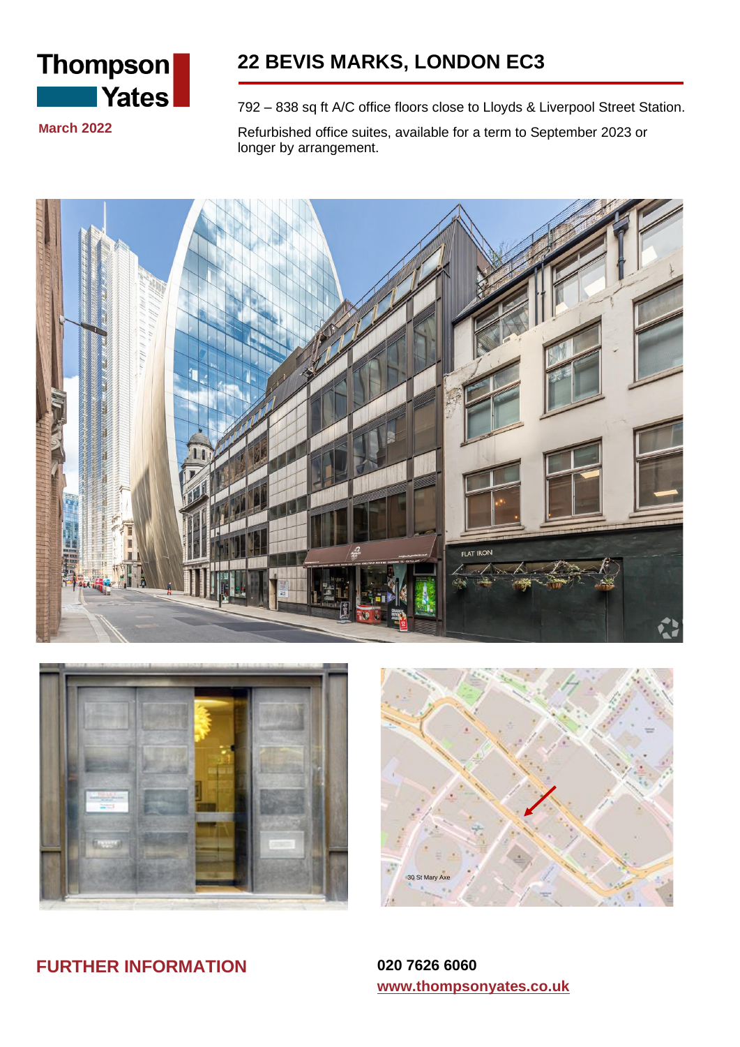Thompson Yates

March 2022

# 22 BEVIS MARKS, LONDON EC3

792 – 838 sq ft A/C office floors close to Lloyds & Liverpool Street Station.

Refurbished office suites, available for a term to September 2023 or longer by arrangement.

30 St Mary Axe

## FURTHER INFORMATION

**020 7626 6060**

**www.thompsonyates.co.uk**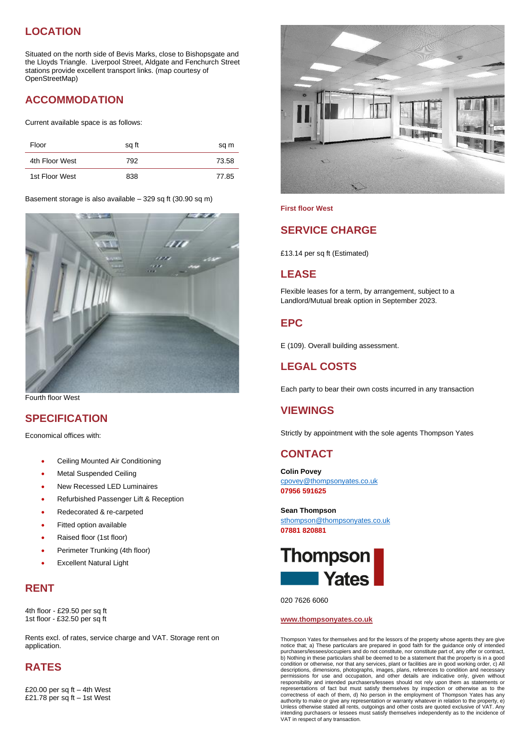## LOCATION

Situated on the north side of Bevis Marks, close to Bishopsgate and the Lloyds Triangle. Liverpool Street, Aldgate and Fenchurch Street stations provide excellent transport links. (map courtesy of OpenStreetMap)

## ACCOMMODATION

Current available space is as follows:

| Floor | sq ft | sq m |
|---|---|---|
| 4th Floor West | 792 | 73.58 |
| 1st Floor West | 838 | 77.85 |

Basement storage is also available – 329 sq ft (30.90 sq m)

Fourth floor West

## SPECIFICATION

Economical offices with:

- Ceiling Mounted Air Conditioning
- Metal Suspended Ceiling
- New Recessed LED Luminaires
- Refurbished Passenger Lift & Reception
- Redecorated & re-carpeted
- Fitted option available
- Raised floor (1st floor)
- Perimeter Trunking (4th floor)
- Excellent Natural Light

## RENT

4th floor - £29.50 per sq ft
1st floor - £32.50 per sq ft

Rents excl. of rates, service charge and VAT. Storage rent on application.

## RATES

£20.00 per sq ft – 4th West
£21.78 per sq ft – 1st West

**First floor West**

## SERVICE CHARGE

£13.14 per sq ft (Estimated)

## LEASE

Flexible leases for a term, by arrangement, subject to a Landlord/Mutual break option in September 2023.

## EPC

E (109). Overall building assessment.

## LEGAL COSTS

Each party to bear their own costs incurred in any transaction

## VIEWINGS

Strictly by appointment with the sole agents Thompson Yates

## CONTACT

**Colin Povey**
cpovey@thompsonyates.co.uk
**07956 591625**

**Sean Thompson**
sthompson@thompsonyates.co.uk
**07881 820881**

Thompson Yates

020 7626 6060

**www.thompsonyates.co.uk**

Thompson Yates for themselves and for the lessors of the property whose agents they are give notice that; a) These particulars are prepared in good faith for the guidance only of intended purchasers/lessees/occupiers and do not constitute, nor constitute part of, any offer or contract, b) Nothing in these particulars shall be deemed to be a statement that the property is in a good condition or otherwise, nor that any services, plant or facilities are in good working order, c) All descriptions, dimensions, photographs, images, plans, references to condition and necessary permissions for use and occupation, and other details are indicative only, given without responsibility and intended purchasers/lessees should not rely upon them as statements or representations of fact but must satisfy themselves by inspection or otherwise as to the correctness of each of them, d) No person in the employment of Thompson Yates has any authority to make or give any representation or warranty whatever in relation to the property, e) Unless otherwise stated all rents, outgoings and other costs are quoted exclusive of VAT. Any intending purchasers or lessees must satisfy themselves independently as to the incidence of VAT in respect of any transaction.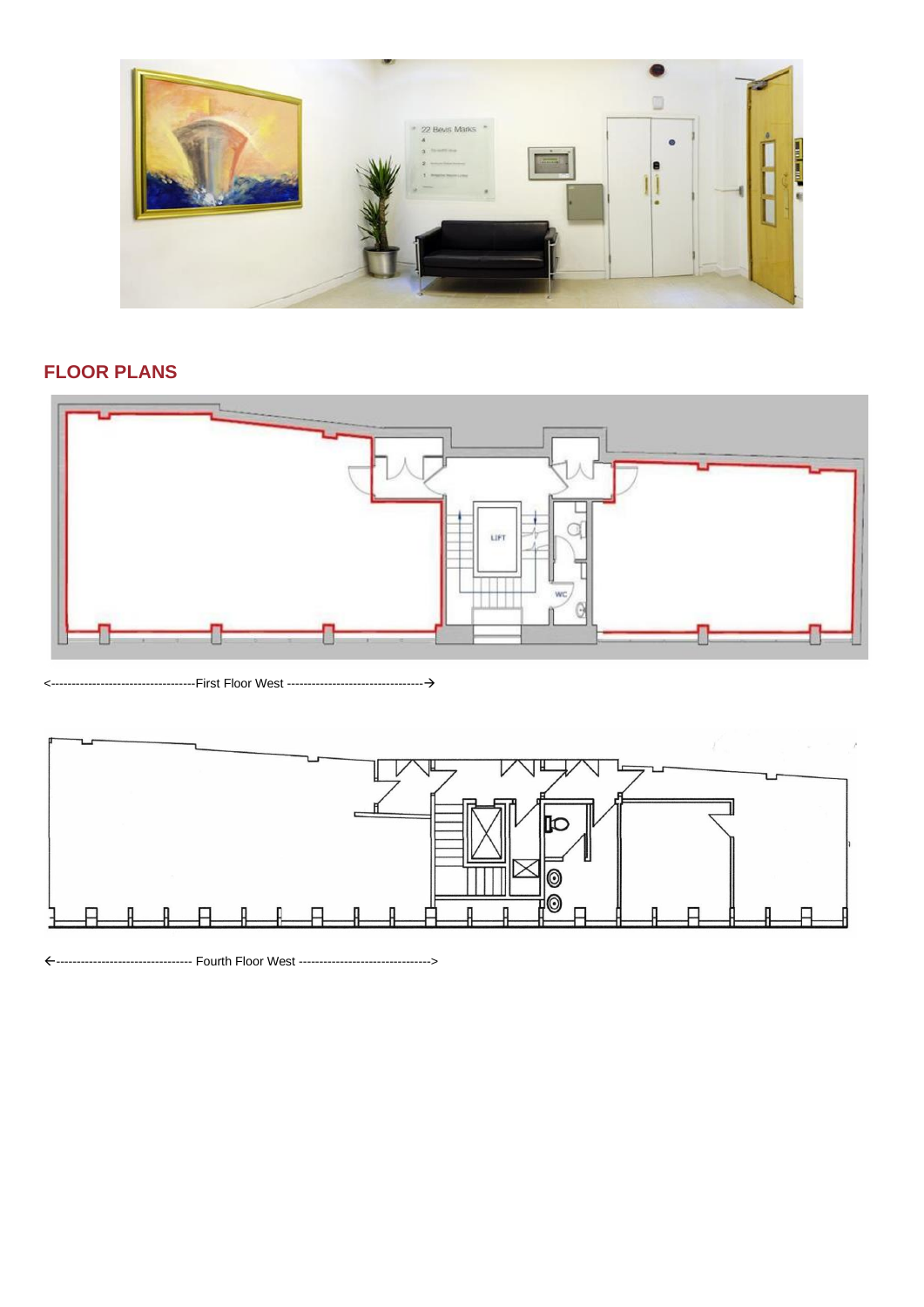## FLOOR PLANS

<-----------------------------------First Floor West --------------------------------->

<--------------------------------- Fourth Floor West -------------------------------->